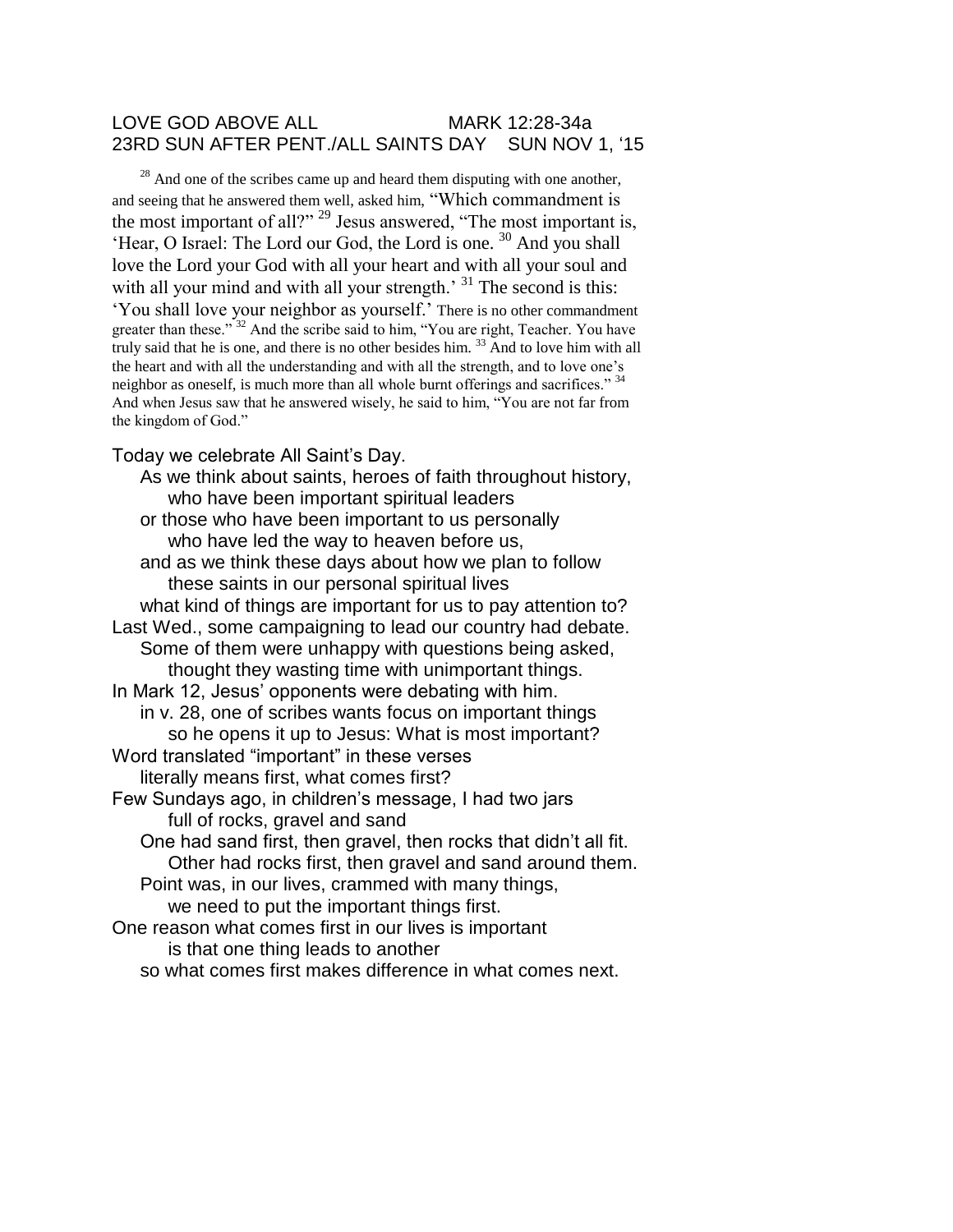LOVE GOD ABOVE ALL MARK 12:28-34a
23RD SUN AFTER PENT./ALL SAINTS DAY SUN NOV 1, '15

[28] And one of the scribes came up and heard them disputing with one another, and seeing that he answered them well, asked him, "Which commandment is the most important of all?" [29] Jesus answered, "The most important is, 'Hear, O Israel: The Lord our God, the Lord is one. [30] And you shall love the Lord your God with all your heart and with all your soul and with all your mind and with all your strength.' [31] The second is this: 'You shall love your neighbor as yourself.' There is no other commandment greater than these." [32] And the scribe said to him, "You are right, Teacher. You have truly said that he is one, and there is no other besides him. [33] And to love him with all the heart and with all the understanding and with all the strength, and to love one's neighbor as oneself, is much more than all whole burnt offerings and sacrifices." [34] And when Jesus saw that he answered wisely, he said to him, "You are not far from the kingdom of God."

Today we celebrate All Saint's Day.
As we think about saints, heroes of faith throughout history,
who have been important spiritual leaders
or those who have been important to us personally
who have led the way to heaven before us,
and as we think these days about how we plan to follow
these saints in our personal spiritual lives
what kind of things are important for us to pay attention to?
Last Wed., some campaigning to lead our country had debate.
Some of them were unhappy with questions being asked,
thought they wasting time with unimportant things.
In Mark 12, Jesus' opponents were debating with him.
in v. 28, one of scribes wants focus on important things
so he opens it up to Jesus: What is most important?
Word translated "important" in these verses
literally means first, what comes first?
Few Sundays ago, in children's message, I had two jars
full of rocks, gravel and sand
One had sand first, then gravel, then rocks that didn't all fit.
Other had rocks first, then gravel and sand around them.
Point was, in our lives, crammed with many things,
we need to put the important things first.
One reason what comes first in our lives is important
is that one thing leads to another
so what comes first makes difference in what comes next.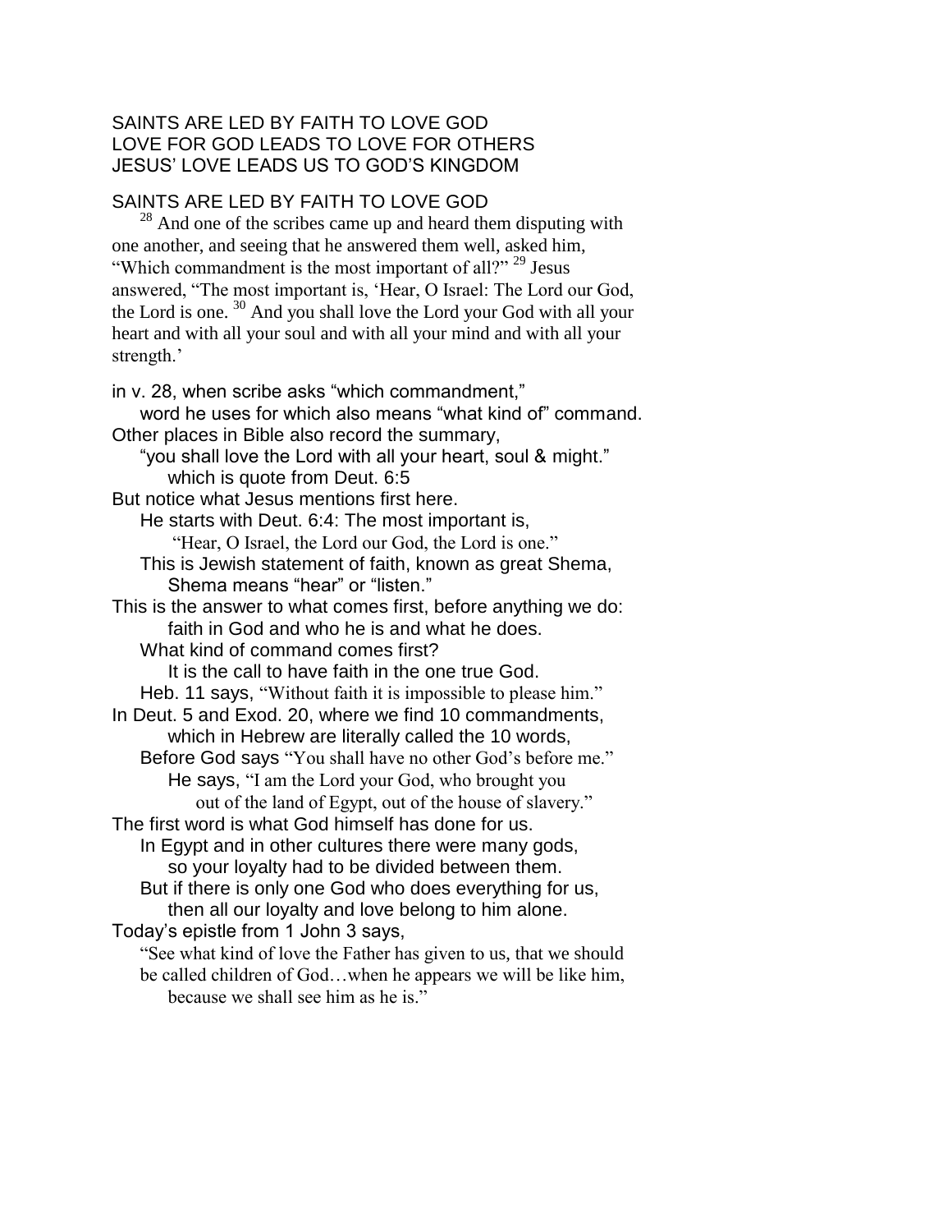SAINTS ARE LED BY FAITH TO LOVE GOD
LOVE FOR GOD LEADS TO LOVE FOR OTHERS
JESUS' LOVE LEADS US TO GOD'S KINGDOM

## SAINTS ARE LED BY FAITH TO LOVE GOD

[28] And one of the scribes came up and heard them disputing with one another, and seeing that he answered them well, asked him, "Which commandment is the most important of all?" [29] Jesus answered, "The most important is, 'Hear, O Israel: The Lord our God, the Lord is one. [30] And you shall love the Lord your God with all your heart and with all your soul and with all your mind and with all your strength.'

in v. 28, when scribe asks "which commandment,"
    word he uses for which also means "what kind of" command.
Other places in Bible also record the summary,
    "you shall love the Lord with all your heart, soul & might."
        which is quote from Deut. 6:5
But notice what Jesus mentions first here.
    He starts with Deut. 6:4: The most important is,
        "Hear, O Israel, the Lord our God, the Lord is one."
    This is Jewish statement of faith, known as great Shema,
        Shema means "hear" or "listen."
This is the answer to what comes first, before anything we do:
        faith in God and who he is and what he does.
    What kind of command comes first?
        It is the call to have faith in the one true God.
    Heb. 11 says, "Without faith it is impossible to please him."
In Deut. 5 and Exod. 20, where we find 10 commandments,
        which in Hebrew are literally called the 10 words,
    Before God says "You shall have no other God's before me."
        He says, "I am the Lord your God, who brought you
            out of the land of Egypt, out of the house of slavery."
The first word is what God himself has done for us.
    In Egypt and in other cultures there were many gods,
        so your loyalty had to be divided between them.
    But if there is only one God who does everything for us,
        then all our loyalty and love belong to him alone.
Today's epistle from 1 John 3 says,
    "See what kind of love the Father has given to us, that we should be called children of God…when he appears we will be like him,
        because we shall see him as he is."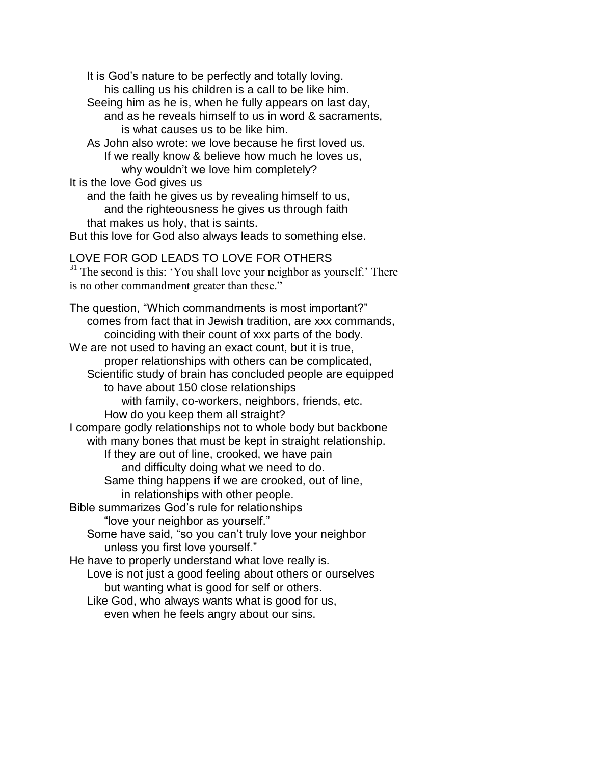It is God's nature to be perfectly and totally loving.
his calling us his children is a call to be like him.
Seeing him as he is, when he fully appears on last day,
and as he reveals himself to us in word & sacraments,
is what causes us to be like him.
As John also wrote: we love because he first loved us.
If we really know & believe how much he loves us,
why wouldn't we love him completely?
It is the love God gives us
and the faith he gives us by revealing himself to us,
and the righteousness he gives us through faith
that makes us holy, that is saints.
But this love for God also always leads to something else.

## LOVE FOR GOD LEADS TO LOVE FOR OTHERS

[31] The second is this: 'You shall love your neighbor as yourself.' There is no other commandment greater than these."

The question, "Which commandments is most important?"
comes from fact that in Jewish tradition, are xxx commands,
coinciding with their count of xxx parts of the body.
We are not used to having an exact count, but it is true,
proper relationships with others can be complicated,
Scientific study of brain has concluded people are equipped
to have about 150 close relationships
with family, co-workers, neighbors, friends, etc.
How do you keep them all straight?
I compare godly relationships not to whole body but backbone
with many bones that must be kept in straight relationship.
If they are out of line, crooked, we have pain
and difficulty doing what we need to do.
Same thing happens if we are crooked, out of line,
in relationships with other people.
Bible summarizes God's rule for relationships
"love your neighbor as yourself."
Some have said, "so you can't truly love your neighbor
unless you first love yourself."
He have to properly understand what love really is.
Love is not just a good feeling about others or ourselves
but wanting what is good for self or others.
Like God, who always wants what is good for us,
even when he feels angry about our sins.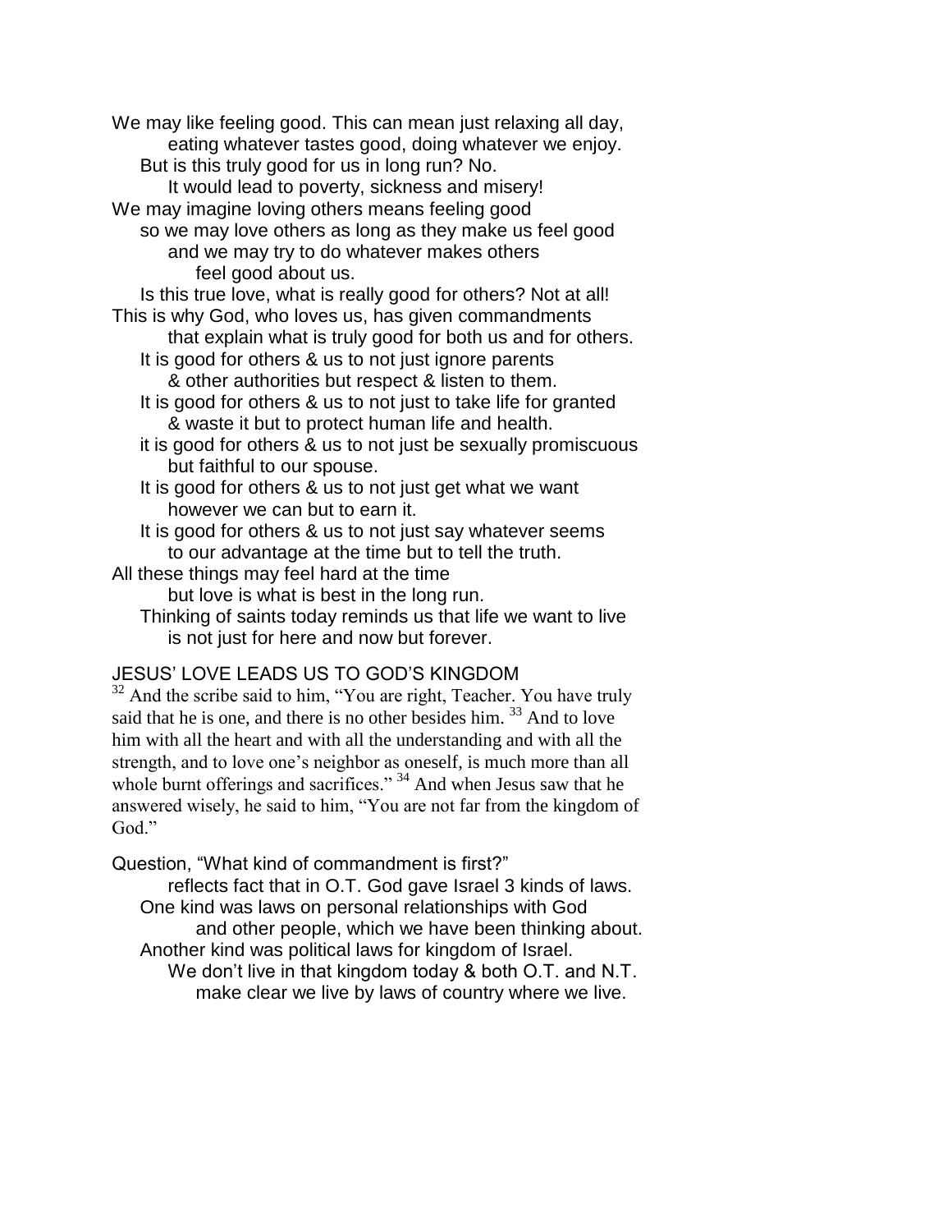We may like feeling good. This can mean just relaxing all day,
eating whatever tastes good, doing whatever we enjoy.
But is this truly good for us in long run? No.
It would lead to poverty, sickness and misery!
We may imagine loving others means feeling good
so we may love others as long as they make us feel good
and we may try to do whatever makes others
feel good about us.
Is this true love, what is really good for others? Not at all!
This is why God, who loves us, has given commandments
that explain what is truly good for both us and for others.
It is good for others & us to not just ignore parents
& other authorities but respect & listen to them.
It is good for others & us to not just to take life for granted
& waste it but to protect human life and health.
it is good for others & us to not just be sexually promiscuous
but faithful to our spouse.
It is good for others & us to not just get what we want
however we can but to earn it.
It is good for others & us to not just say whatever seems
to our advantage at the time but to tell the truth.
All these things may feel hard at the time
but love is what is best in the long run.
Thinking of saints today reminds us that life we want to live
is not just for here and now but forever.

## JESUS' LOVE LEADS US TO GOD'S KINGDOM

[32] And the scribe said to him, "You are right, Teacher. You have truly said that he is one, and there is no other besides him. [33] And to love him with all the heart and with all the understanding and with all the strength, and to love one's neighbor as oneself, is much more than all whole burnt offerings and sacrifices." [34] And when Jesus saw that he answered wisely, he said to him, "You are not far from the kingdom of God."

Question, "What kind of commandment is first?"
reflects fact that in O.T. God gave Israel 3 kinds of laws.
One kind was laws on personal relationships with God
and other people, which we have been thinking about.
Another kind was political laws for kingdom of Israel.
We don't live in that kingdom today & both O.T. and N.T.
make clear we live by laws of country where we live.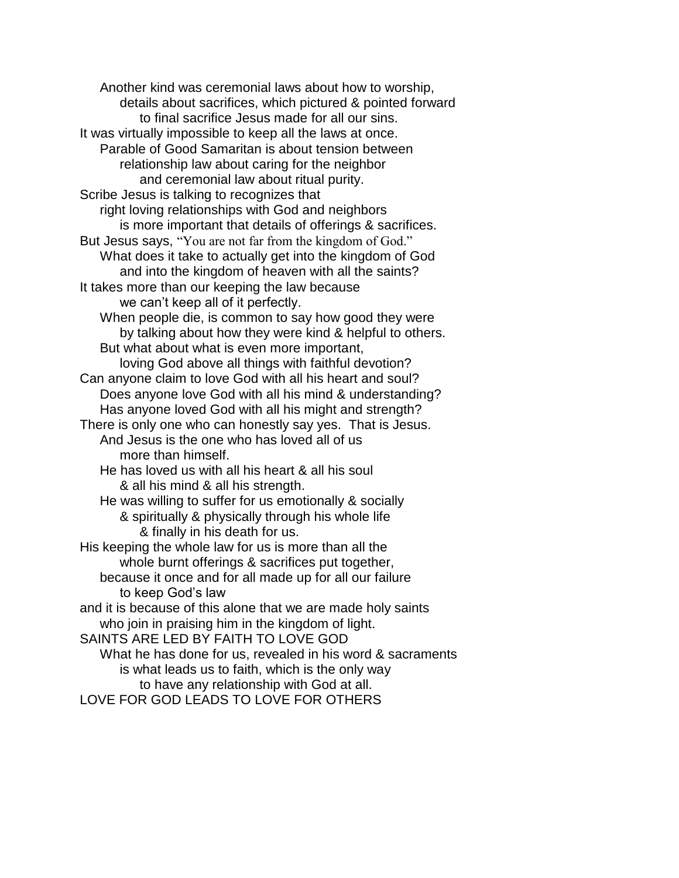Another kind was ceremonial laws about how to worship,
details about sacrifices, which pictured & pointed forward
to final sacrifice Jesus made for all our sins.
It was virtually impossible to keep all the laws at once.
Parable of Good Samaritan is about tension between
relationship law about caring for the neighbor
and ceremonial law about ritual purity.
Scribe Jesus is talking to recognizes that
right loving relationships with God and neighbors
is more important that details of offerings & sacrifices.
But Jesus says, "You are not far from the kingdom of God."
What does it take to actually get into the kingdom of God
and into the kingdom of heaven with all the saints?
It takes more than our keeping the law because
we can't keep all of it perfectly.
When people die, is common to say how good they were
by talking about how they were kind & helpful to others.
But what about what is even more important,
loving God above all things with faithful devotion?
Can anyone claim to love God with all his heart and soul?
Does anyone love God with all his mind & understanding?
Has anyone loved God with all his might and strength?
There is only one who can honestly say yes. That is Jesus.
And Jesus is the one who has loved all of us
more than himself.
He has loved us with all his heart & all his soul
& all his mind & all his strength.
He was willing to suffer for us emotionally & socially
& spiritually & physically through his whole life
& finally in his death for us.
His keeping the whole law for us is more than all the
whole burnt offerings & sacrifices put together,
because it once and for all made up for all our failure
to keep God's law
and it is because of this alone that we are made holy saints
who join in praising him in the kingdom of light.

SAINTS ARE LED BY FAITH TO LOVE GOD

What he has done for us, revealed in his word & sacraments
is what leads us to faith, which is the only way
to have any relationship with God at all.

LOVE FOR GOD LEADS TO LOVE FOR OTHERS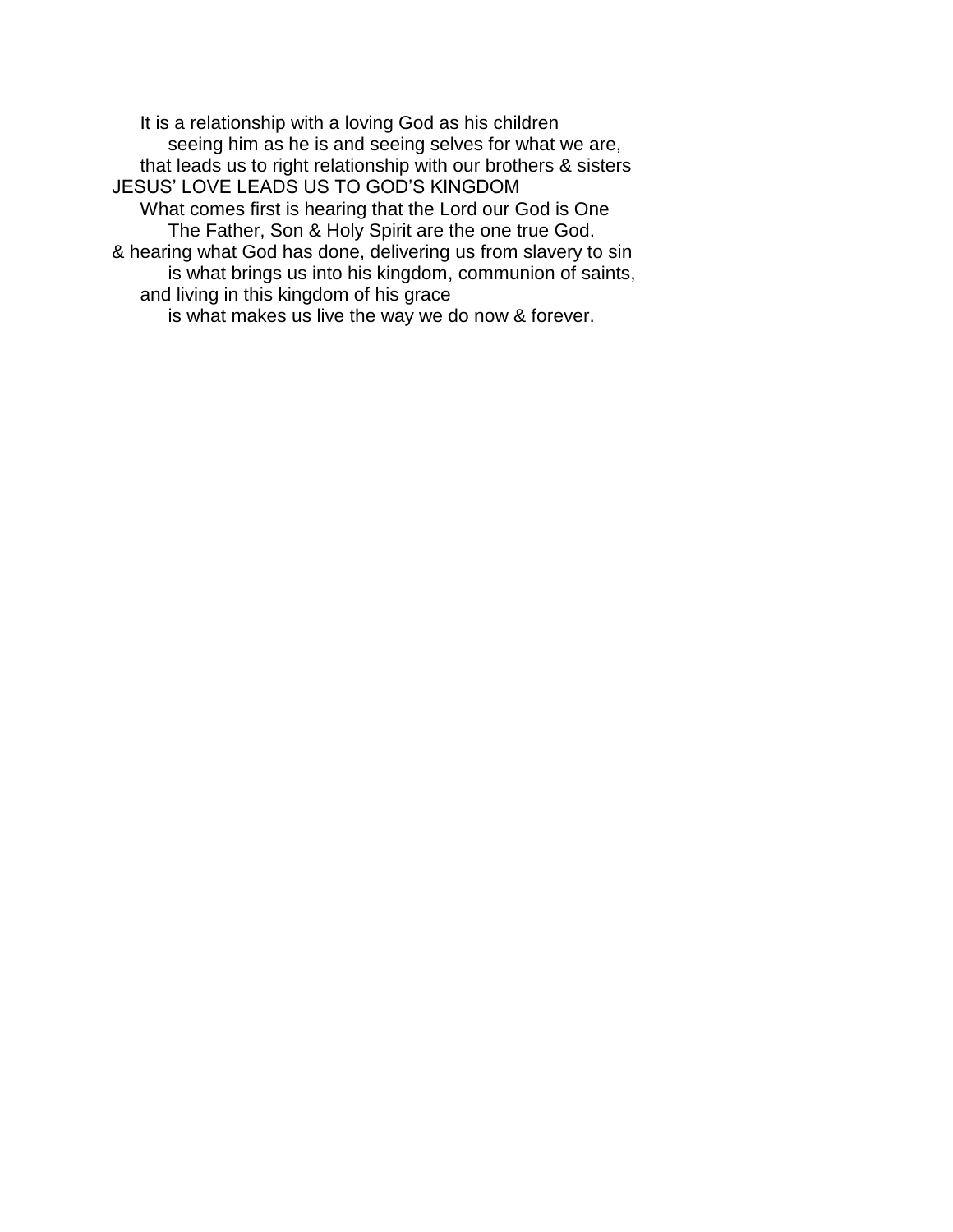It is a relationship with a loving God as his children
seeing him as he is and seeing selves for what we are,
that leads us to right relationship with our brothers & sisters

JESUS' LOVE LEADS US TO GOD'S KINGDOM

What comes first is hearing that the Lord our God is One
The Father, Son & Holy Spirit are the one true God.
& hearing what God has done, delivering us from slavery to sin
is what brings us into his kingdom, communion of saints,
and living in this kingdom of his grace
is what makes us live the way we do now & forever.